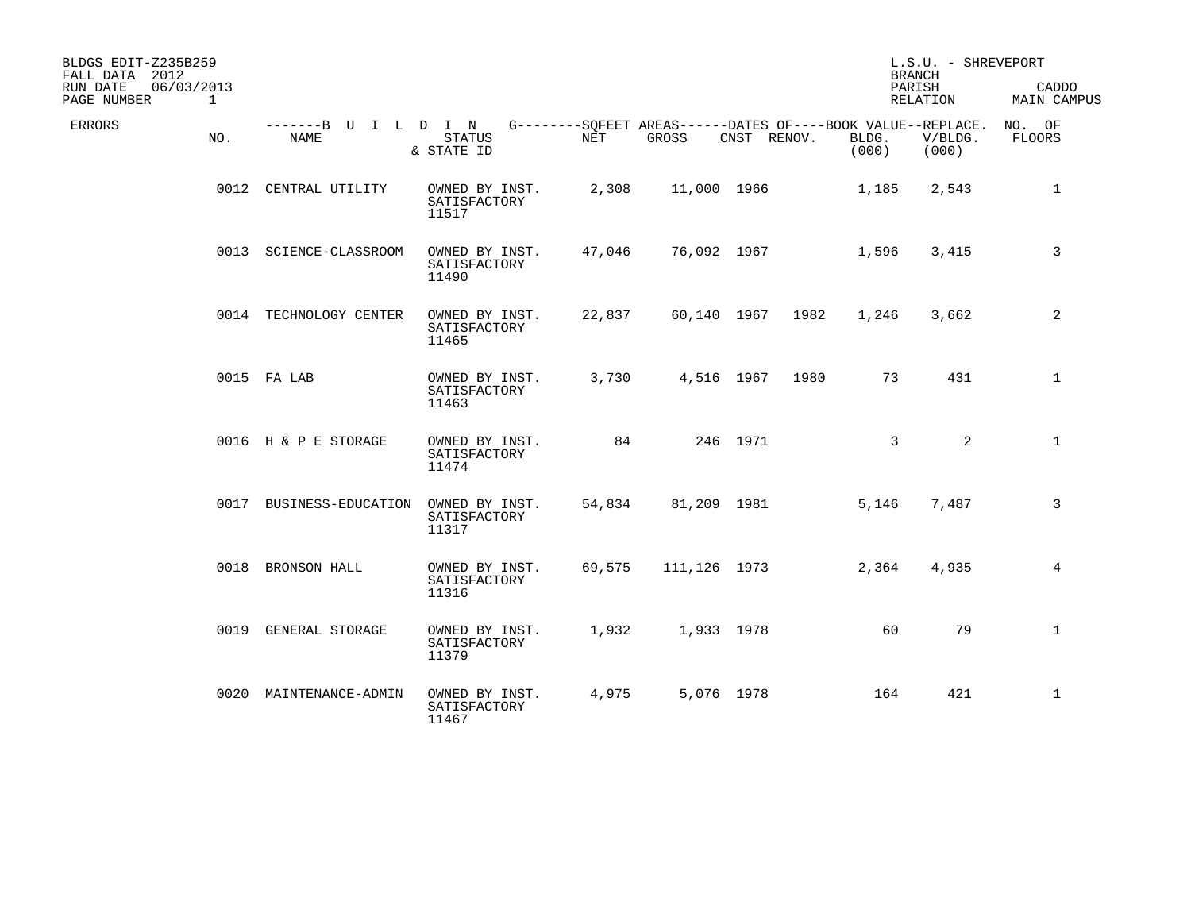BLDGS EDIT-Z235B259
FALL DATA 2012
RUN DATE 06/03/2013
PAGE NUMBER 1

L.S.U. - SHREVEPORT
BRANCH
PARISH CADDO
RELATION MAIN CAMPUS

| ERRORS | NO. | BUILDING NAME | STATUS & STATE ID | SQFEET AREAS NET | SQFEET AREAS GROSS | DATES OF CNST | DATES OF RENOV. | BOOK VALUE BLDG. (000) | REPLACE. V/BLDG. (000) | NO. OF FLOORS |
|---|---|---|---|---|---|---|---|---|---|---|
| | 0012 | CENTRAL UTILITY | OWNED BY INST. SATISFACTORY 11517 | 2,308 | 11,000 | 1966 | | 1,185 | 2,543 | 1 |
| | 0013 | SCIENCE-CLASSROOM | OWNED BY INST. SATISFACTORY 11490 | 47,046 | 76,092 | 1967 | | 1,596 | 3,415 | 3 |
| | 0014 | TECHNOLOGY CENTER | OWNED BY INST. SATISFACTORY 11465 | 22,837 | 60,140 | 1967 | 1982 | 1,246 | 3,662 | 2 |
| | 0015 | FA LAB | OWNED BY INST. SATISFACTORY 11463 | 3,730 | 4,516 | 1967 | 1980 | 73 | 431 | 1 |
| | 0016 | H & P E STORAGE | OWNED BY INST. SATISFACTORY 11474 | 84 | 246 | 1971 | | 3 | 2 | 1 |
| | 0017 | BUSINESS-EDUCATION | OWNED BY INST. SATISFACTORY 11317 | 54,834 | 81,209 | 1981 | | 5,146 | 7,487 | 3 |
| | 0018 | BRONSON HALL | OWNED BY INST. SATISFACTORY 11316 | 69,575 | 111,126 | 1973 | | 2,364 | 4,935 | 4 |
| | 0019 | GENERAL STORAGE | OWNED BY INST. SATISFACTORY 11379 | 1,932 | 1,933 | 1978 | | 60 | 79 | 1 |
| | 0020 | MAINTENANCE-ADMIN | OWNED BY INST. SATISFACTORY 11467 | 4,975 | 5,076 | 1978 | | 164 | 421 | 1 |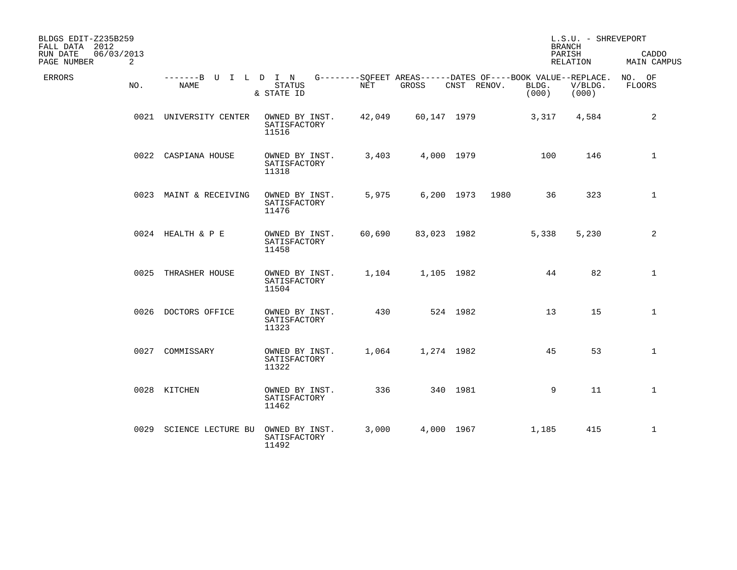BLDGS EDIT-Z235B259
FALL DATA 2012
RUN DATE 06/03/2013

L.S.U. - SHREVEPORT
BRANCH
PARISH CADDO
RELATION MAIN CAMPUS

| ERRORS | NO. | BUILDING NAME | STATUS & STATE ID | NET SQFEET | GROSS SQFEET | CNST | RENOV. | BOOK VALUE BLDG. (000) | REPLACE. V/BLDG. (000) | NO. OF FLOORS |
|---|---|---|---|---|---|---|---|---|---|---|
| | 0021 | UNIVERSITY CENTER | OWNED BY INST. SATISFACTORY 11516 | 42,049 | 60,147 | 1979 | | 3,317 | 4,584 | 2 |
| | 0022 | CASPIANA HOUSE | OWNED BY INST. SATISFACTORY 11318 | 3,403 | 4,000 | 1979 | | 100 | 146 | 1 |
| | 0023 | MAINT & RECEIVING | OWNED BY INST. SATISFACTORY 11476 | 5,975 | 6,200 | 1973 | 1980 | 36 | 323 | 1 |
| | 0024 | HEALTH & P E | OWNED BY INST. SATISFACTORY 11458 | 60,690 | 83,023 | 1982 | | 5,338 | 5,230 | 2 |
| | 0025 | THRASHER HOUSE | OWNED BY INST. SATISFACTORY 11504 | 1,104 | 1,105 | 1982 | | 44 | 82 | 1 |
| | 0026 | DOCTORS OFFICE | OWNED BY INST. SATISFACTORY 11323 | 430 | 524 | 1982 | | 13 | 15 | 1 |
| | 0027 | COMMISSARY | OWNED BY INST. SATISFACTORY 11322 | 1,064 | 1,274 | 1982 | | 45 | 53 | 1 |
| | 0028 | KITCHEN | OWNED BY INST. SATISFACTORY 11462 | 336 | 340 | 1981 | | 9 | 11 | 1 |
| | 0029 | SCIENCE LECTURE BU | OWNED BY INST. SATISFACTORY 11492 | 3,000 | 4,000 | 1967 | | 1,185 | 415 | 1 |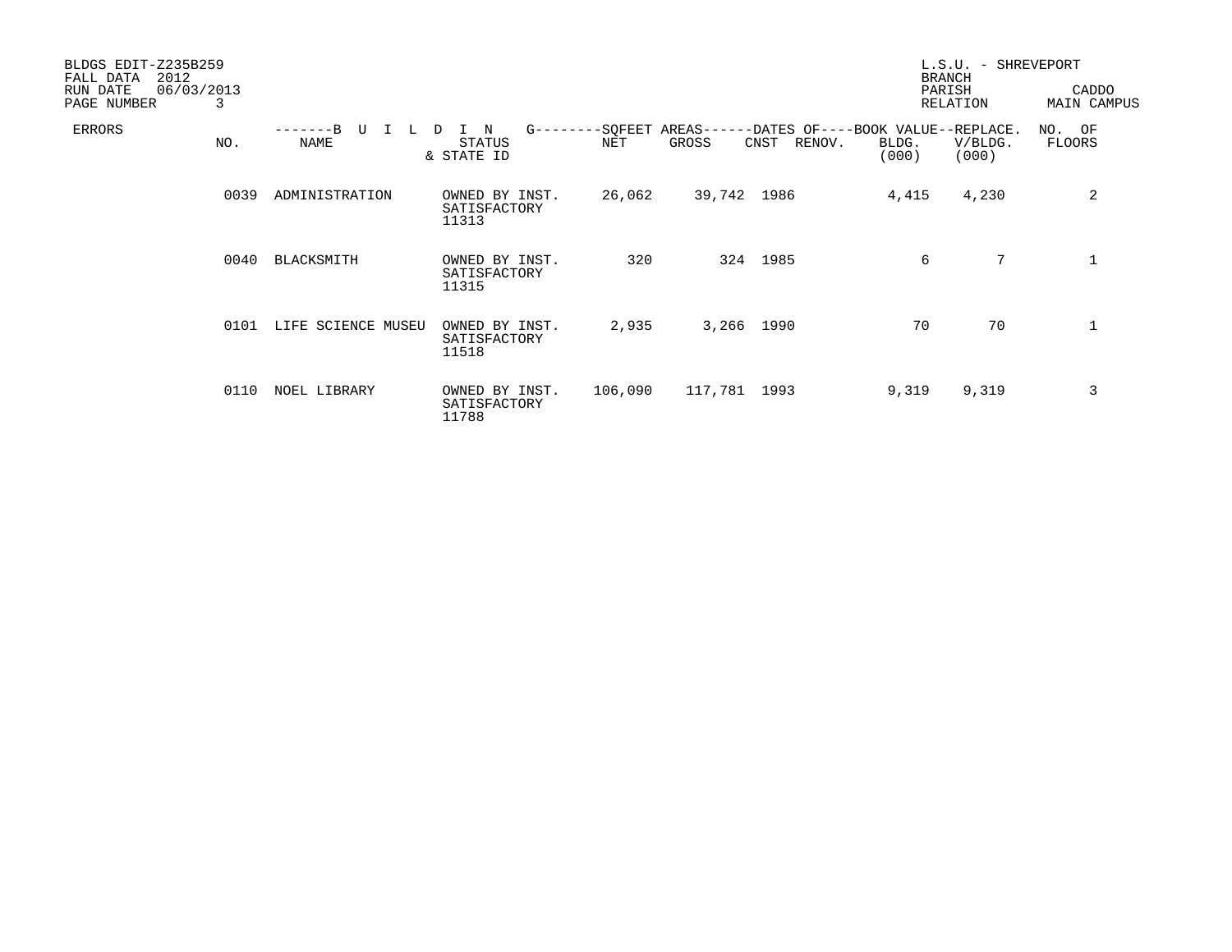BLDGS EDIT-Z235B259
FALL DATA 2012
RUN DATE 06/03/2013

L.S.U. - SHREVEPORT
BRANCH
PARISH CADDO
RELATION MAIN CAMPUS

| ERRORS | NO. | BUILDING NAME | STATUS & STATE ID | SQFEET AREAS NET | SQFEET AREAS GROSS | DATES OF CNST | DATES OF RENOV. | BOOK VALUE BLDG. (000) | REPLACE. V/BLDG. (000) | NO. OF FLOORS |
|---|---|---|---|---|---|---|---|---|---|---|
| | 0039 | ADMINISTRATION | OWNED BY INST. SATISFACTORY 11313 | 26,062 | 39,742 | 1986 | | 4,415 | 4,230 | 2 |
| | 0040 | BLACKSMITH | OWNED BY INST. SATISFACTORY 11315 | 320 | 324 | 1985 | | 6 | 7 | 1 |
| | 0101 | LIFE SCIENCE MUSEU | OWNED BY INST. SATISFACTORY 11518 | 2,935 | 3,266 | 1990 | | 70 | 70 | 1 |
| | 0110 | NOEL LIBRARY | OWNED BY INST. SATISFACTORY 11788 | 106,090 | 117,781 | 1993 | | 9,319 | 9,319 | 3 |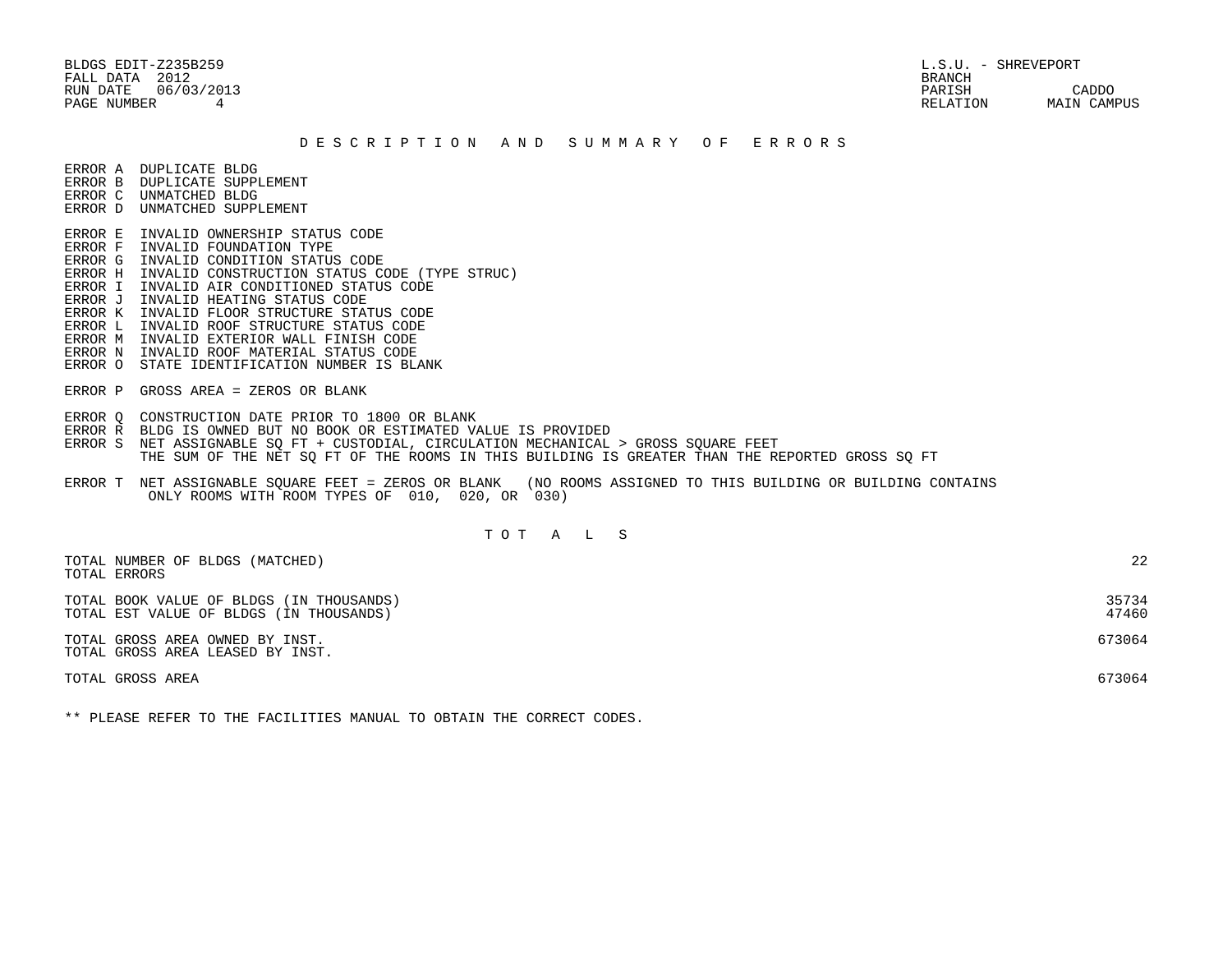BLDGS EDIT-Z235B259
FALL DATA 2012
RUN DATE 06/03/2013
PAGE NUMBER 4

L.S.U. - SHREVEPORT
BRANCH
PARISH CADDO
RELATION MAIN CAMPUS

## D E S C R I P T I O N   A N D   S U M M A R Y   O F   E R R O R S

ERROR A DUPLICATE BLDG
ERROR B DUPLICATE SUPPLEMENT
ERROR C UNMATCHED BLDG
ERROR D UNMATCHED SUPPLEMENT

ERROR E INVALID OWNERSHIP STATUS CODE
ERROR F INVALID FOUNDATION TYPE
ERROR G INVALID CONDITION STATUS CODE
ERROR H INVALID CONSTRUCTION STATUS CODE (TYPE STRUC)
ERROR I INVALID AIR CONDITIONED STATUS CODE
ERROR J INVALID HEATING STATUS CODE
ERROR K INVALID FLOOR STRUCTURE STATUS CODE
ERROR L INVALID ROOF STRUCTURE STATUS CODE
ERROR M INVALID EXTERIOR WALL FINISH CODE
ERROR N INVALID ROOF MATERIAL STATUS CODE
ERROR O STATE IDENTIFICATION NUMBER IS BLANK

ERROR P GROSS AREA = ZEROS OR BLANK

ERROR Q CONSTRUCTION DATE PRIOR TO 1800 OR BLANK
ERROR R BLDG IS OWNED BUT NO BOOK OR ESTIMATED VALUE IS PROVIDED
ERROR S NET ASSIGNABLE SQ FT + CUSTODIAL, CIRCULATION MECHANICAL > GROSS SQUARE FEET
THE SUM OF THE NET SQ FT OF THE ROOMS IN THIS BUILDING IS GREATER THAN THE REPORTED GROSS SQ FT

ERROR T NET ASSIGNABLE SQUARE FEET = ZEROS OR BLANK (NO ROOMS ASSIGNED TO THIS BUILDING OR BUILDING CONTAINS ONLY ROOMS WITH ROOM TYPES OF 010, 020, OR 030)

## T O T A L S

| | |
|---|---|
| TOTAL NUMBER OF BLDGS (MATCHED) | 22 |
| TOTAL ERRORS | |
| TOTAL BOOK VALUE OF BLDGS (IN THOUSANDS) | 35734 |
| TOTAL EST VALUE OF BLDGS (IN THOUSANDS) | 47460 |
| TOTAL GROSS AREA OWNED BY INST. | 673064 |
| TOTAL GROSS AREA LEASED BY INST. | |
| TOTAL GROSS AREA | 673064 |

** PLEASE REFER TO THE FACILITIES MANUAL TO OBTAIN THE CORRECT CODES.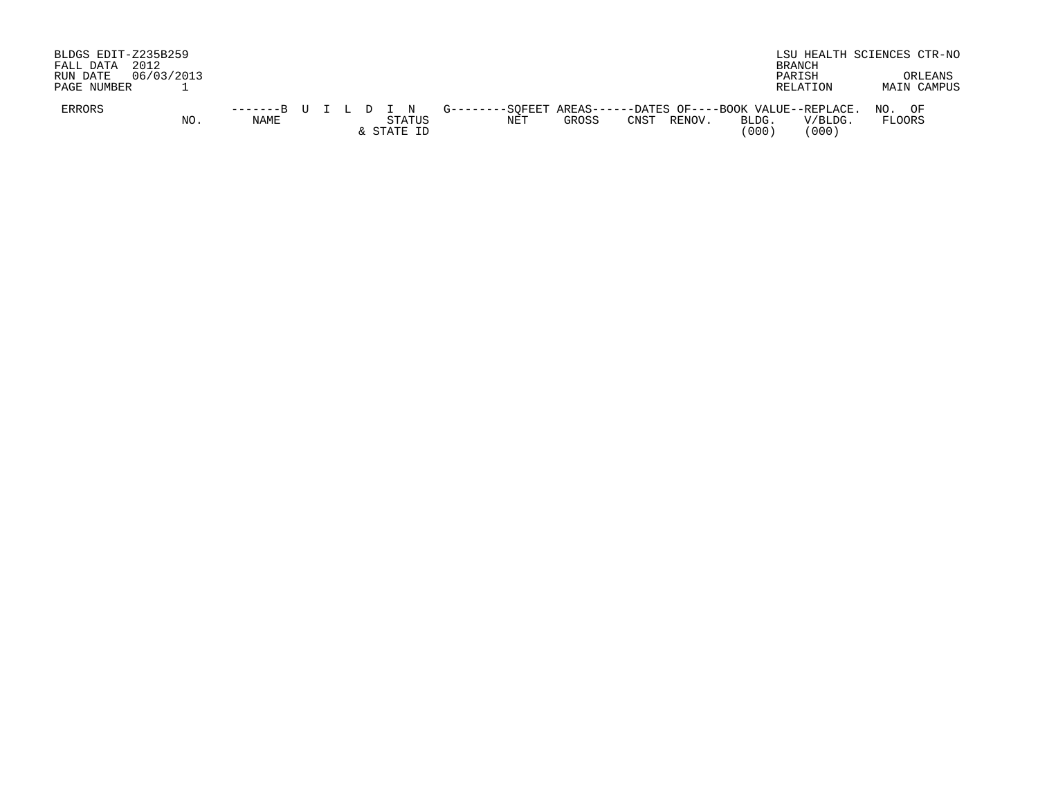BLDGS EDIT-Z235B259
FALL DATA 2012
RUN DATE 06/03/2013
PAGE NUMBER 1

LSU HEALTH SCIENCES CTR-NO
BRANCH
PARISH ORLEANS
RELATION MAIN CAMPUS

| ERRORS | NO. | B U I L D I N G NAME | STATUS & STATE ID | SQFEET AREAS NET | SQFEET AREAS GROSS | DATES OF CNST | DATES OF RENOV. | BOOK VALUE BLDG. (000) | REPLACE. V/BLDG. (000) | NO. OF FLOORS |
|---|---|---|---|---|---|---|---|---|---|---|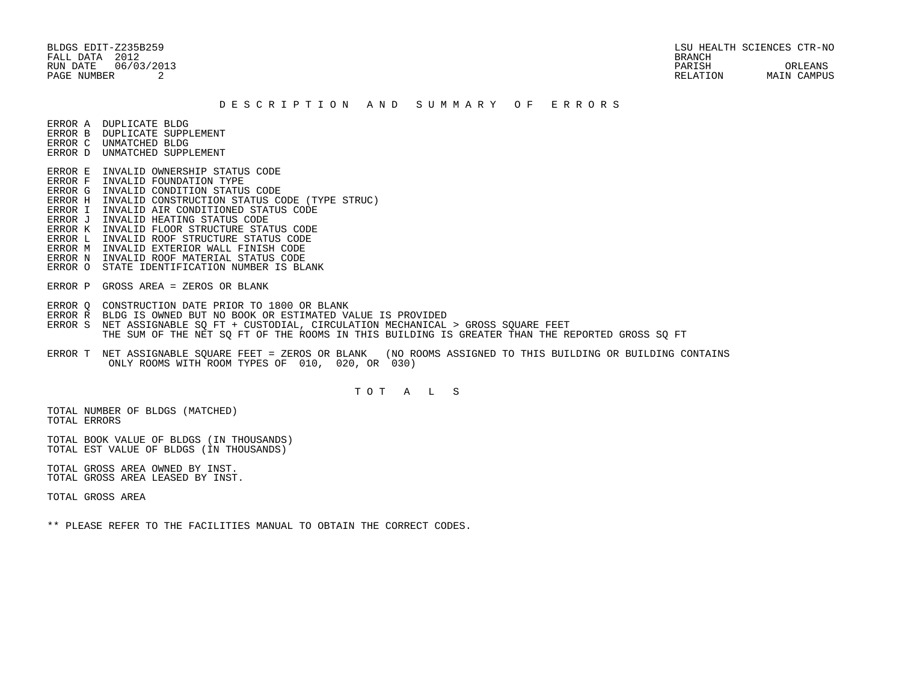BLDGS EDIT-Z235B259
FALL DATA 2012
RUN DATE 06/03/2013
PAGE NUMBER 2

LSU HEALTH SCIENCES CTR-NO
BRANCH
PARISH ORLEANS
RELATION MAIN CAMPUS

## D E S C R I P T I O N   A N D   S U M M A R Y   O F   E R R O R S

ERROR A DUPLICATE BLDG
ERROR B DUPLICATE SUPPLEMENT
ERROR C UNMATCHED BLDG
ERROR D UNMATCHED SUPPLEMENT

ERROR E INVALID OWNERSHIP STATUS CODE
ERROR F INVALID FOUNDATION TYPE
ERROR G INVALID CONDITION STATUS CODE
ERROR H INVALID CONSTRUCTION STATUS CODE (TYPE STRUC)
ERROR I INVALID AIR CONDITIONED STATUS CODE
ERROR J INVALID HEATING STATUS CODE
ERROR K INVALID FLOOR STRUCTURE STATUS CODE
ERROR L INVALID ROOF STRUCTURE STATUS CODE
ERROR M INVALID EXTERIOR WALL FINISH CODE
ERROR N INVALID ROOF MATERIAL STATUS CODE
ERROR O STATE IDENTIFICATION NUMBER IS BLANK

ERROR P GROSS AREA = ZEROS OR BLANK

ERROR Q CONSTRUCTION DATE PRIOR TO 1800 OR BLANK
ERROR R BLDG IS OWNED BUT NO BOOK OR ESTIMATED VALUE IS PROVIDED
ERROR S NET ASSIGNABLE SQ FT + CUSTODIAL, CIRCULATION MECHANICAL > GROSS SQUARE FEET
THE SUM OF THE NET SQ FT OF THE ROOMS IN THIS BUILDING IS GREATER THAN THE REPORTED GROSS SQ FT

ERROR T NET ASSIGNABLE SQUARE FEET = ZEROS OR BLANK (NO ROOMS ASSIGNED TO THIS BUILDING OR BUILDING CONTAINS ONLY ROOMS WITH ROOM TYPES OF 010, 020, OR 030)

## T O T A L S

TOTAL NUMBER OF BLDGS (MATCHED)
TOTAL ERRORS

TOTAL BOOK VALUE OF BLDGS (IN THOUSANDS)
TOTAL EST VALUE OF BLDGS (IN THOUSANDS)

TOTAL GROSS AREA OWNED BY INST.
TOTAL GROSS AREA LEASED BY INST.

TOTAL GROSS AREA

** PLEASE REFER TO THE FACILITIES MANUAL TO OBTAIN THE CORRECT CODES.